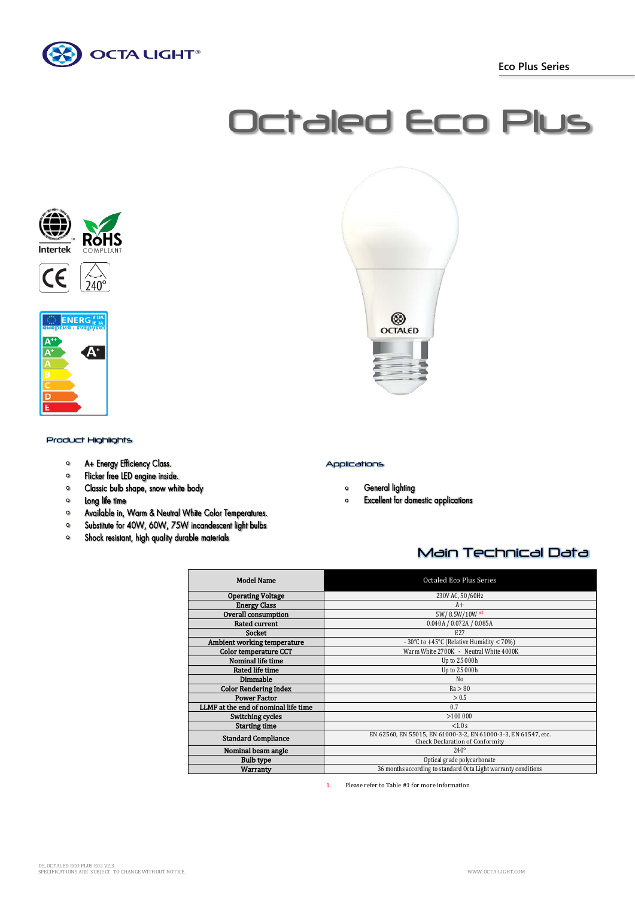Eco Plus Series

# Octaled Eco Plus

## Product Highlights

- A+ Energy Efficiency Class.
- Flicker free LED engine inside.
- Classic bulb shape, snow white body
- Long life time
- Available in, Warm & Neutral White Color Temperatures.
- Substitute for 40W, 60W, 75W incandescent light bulbs
- Shock resistant, high quality durable materials

## Applications

- General lighting
- Excellent for domestic applications

## Main Technical Data

| Model Name | Octaled Eco Plus Series |
|---|---|
| Operating Voltage | 230V AC, 50/60Hz |
| Energy Class | A+ |
| Overall consumption | 5W/ 8.5W/10W [*1] |
| Rated current | 0.040A / 0.072A / 0.085A |
| Socket | E27 |
| Ambient working temperature | - 30°C to +45°C (Relative Humidity < 70%) |
| Color temperature CCT | Warm White 2700K - Neutral White 4000K |
| Nominal life time | Up to 25 000h |
| Rated life time | Up to 25 000h |
| Dimmable | No |
| Color Rendering Index | Ra > 80 |
| Power Factor | > 0.5 |
| LLMF at the end of nominal life time | 0.7 |
| Switching cycles | >100 000 |
| Starting time | <1.0 s |
| Standard Compliance | EN 62560, EN 55015, EN 61000-3-2, EN 61000-3-3, EN 61547, etc. Check Declaration of Conformity |
| Nominal beam angle | 240° |
| Bulb type | Optical grade polycarbonate |
| Warranty | 36 months according to standard Octa Light warranty conditions |

1. Please refer to Table #1 for more information

DS_OCTALED ECO PLUS E02 V2.3
SPECIFICATIONS ARE SUBJECT TO CHANGE WITHOUT NOTICE.

WWW.OCTA-LIGHT.COM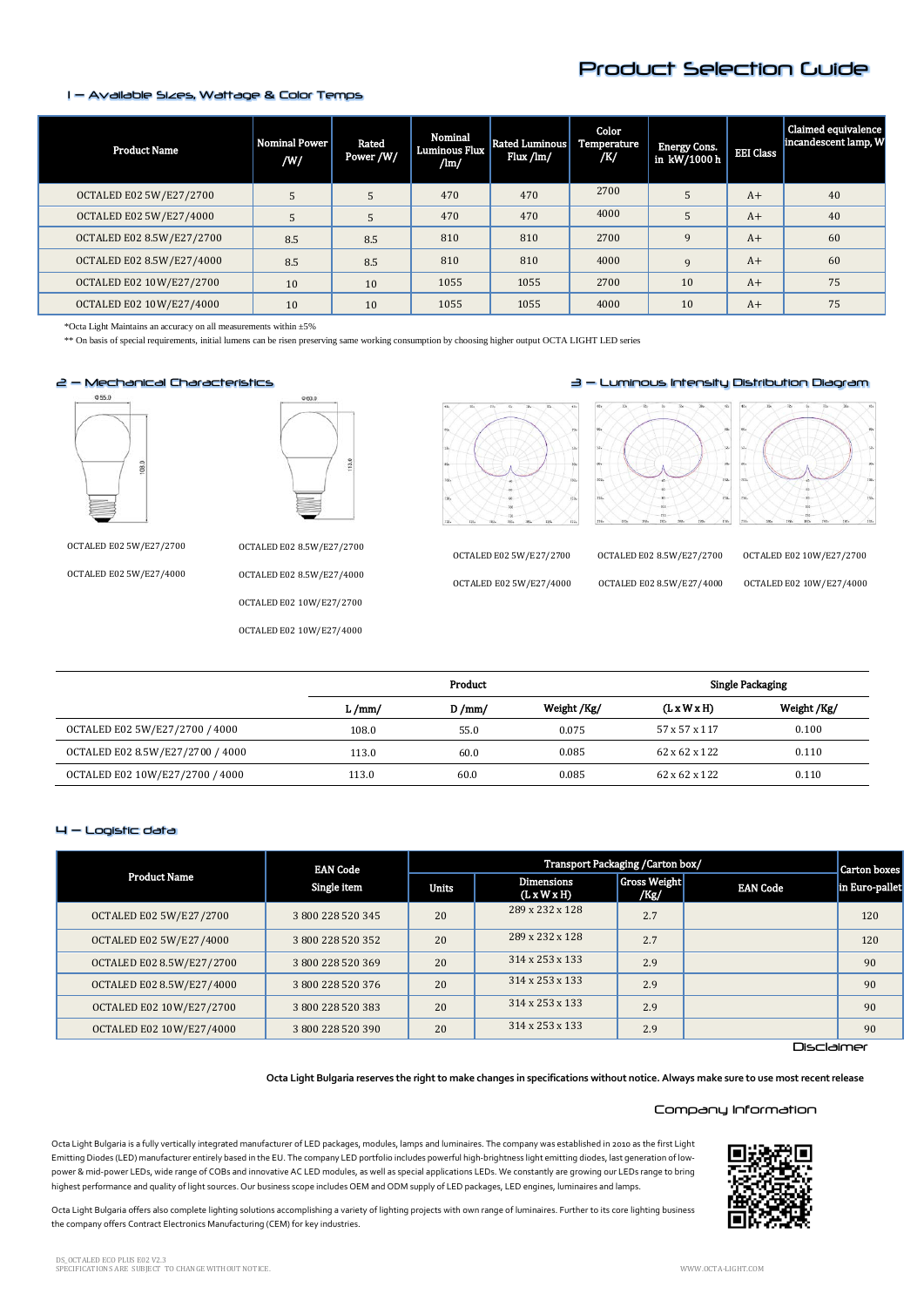# Product Selection Guide

## 1 – Available Sizes, Wattage & Color Temps

| Product Name | Nominal Power /W/ | Rated Power /W/ | Nominal Luminous Flux /lm/ | Rated Luminous Flux /lm/ | Color Temperature /K/ | Energy Cons. in kW/1000 h | EEI Class | Claimed equivalence incandescent lamp, W |
|---|---|---|---|---|---|---|---|---|
| OCTALED E02 5W/E27/2700 | 5 | 5 | 470 | 470 | 2700 | 5 | A+ | 40 |
| OCTALED E02 5W/E27/4000 | 5 | 5 | 470 | 470 | 4000 | 5 | A+ | 40 |
| OCTALED E02 8.5W/E27/2700 | 8.5 | 8.5 | 810 | 810 | 2700 | 9 | A+ | 60 |
| OCTALED E02 8.5W/E27/4000 | 8.5 | 8.5 | 810 | 810 | 4000 | 9 | A+ | 60 |
| OCTALED E02 10W/E27/2700 | 10 | 10 | 1055 | 1055 | 2700 | 10 | A+ | 75 |
| OCTALED E02 10W/E27/4000 | 10 | 10 | 1055 | 1055 | 4000 | 10 | A+ | 75 |

*Octa Light Maintains an accuracy on all measurements within ±5%

** On basis of special requirements, initial lumens can be risen preserving same working consumption by choosing higher output OCTA LIGHT LED series

## 2 – Mechanical Characteristics

Φ55.0

108.0

OCTALED E02 5W/E27/2700

OCTALED E02 5W/E27/4000

Φ60.0

113.0

OCTALED E02 8.5W/E27/2700

OCTALED E02 8.5W/E27/4000

OCTALED E02 10W/E27/2700

OCTALED E02 10W/E27/4000

## 3 – Luminous Intensity Distribution Diagram

OCTALED E02 5W/E27/2700

OCTALED E02 5W/E27/4000

OCTALED E02 8.5W/E27/2700

OCTALED E02 8.5W/E27/4000

OCTALED E02 10W/E27/2700

OCTALED E02 10W/E27/4000

| | Product | | | Single Packaging | |
|---|---|---|---|---|---|
| | L /mm/ | D /mm/ | Weight /Kg/ | (L x W x H) | Weight /Kg/ |
| OCTALED E02 5W/E27/2700 / 4000 | 108.0 | 55.0 | 0.075 | 57 x 57 x 117 | 0.100 |
| OCTALED E02 8.5W/E27/2700 / 4000 | 113.0 | 60.0 | 0.085 | 62 x 62 x 122 | 0.110 |
| OCTALED E02 10W/E27/2700 / 4000 | 113.0 | 60.0 | 0.085 | 62 x 62 x 122 | 0.110 |

## 4 – Logistic data

| Product Name | EAN Code Single item | Transport Packaging /Carton box/ | | | | Carton boxes in Euro-pallet |
|---|---|---|---|---|---|---|
| | | Units | Dimensions (L x W x H) | Gross Weight /Kg/ | EAN Code | |
| OCTALED E02 5W/E27/2700 | 3 800 228 520 345 | 20 | 289 x 232 x 128 | 2.7 | | 120 |
| OCTALED E02 5W/E27/4000 | 3 800 228 520 352 | 20 | 289 x 232 x 128 | 2.7 | | 120 |
| OCTALED E02 8.5W/E27/2700 | 3 800 228 520 369 | 20 | 314 x 253 x 133 | 2.9 | | 90 |
| OCTALED E02 8.5W/E27/4000 | 3 800 228 520 376 | 20 | 314 x 253 x 133 | 2.9 | | 90 |
| OCTALED E02 10W/E27/2700 | 3 800 228 520 383 | 20 | 314 x 253 x 133 | 2.9 | | 90 |
| OCTALED E02 10W/E27/4000 | 3 800 228 520 390 | 20 | 314 x 253 x 133 | 2.9 | | 90 |

## Disclaimer

**Octa Light Bulgaria reserves the right to make changes in specifications without notice. Always make sure to use most recent release**

## Company Information

Octa Light Bulgaria is a fully vertically integrated manufacturer of LED packages, modules, lamps and luminaires. The company was established in 2010 as the first Light Emitting Diodes (LED) manufacturer entirely based in the EU. The company LED portfolio includes powerful high-brightness light emitting diodes, last generation of low-power & mid-power LEDs, wide range of COBs and innovative AC LED modules, as well as special applications LEDs. We constantly are growing our LEDs range to bring highest performance and quality of light sources. Our business scope includes OEM and ODM supply of LED packages, LED engines, luminaires and lamps.

Octa Light Bulgaria offers also complete lighting solutions accomplishing a variety of lighting projects with own range of luminaires. Further to its core lighting business the company offers Contract Electronics Manufacturing (CEM) for key industries.

DS_OCTALED ECO PLUS E02 V2.3
SPECIFICATIONS ARE SUBJECT TO CHANGE WITHOUT NOTICE.

WWW.OCTA-LIGHT.COM